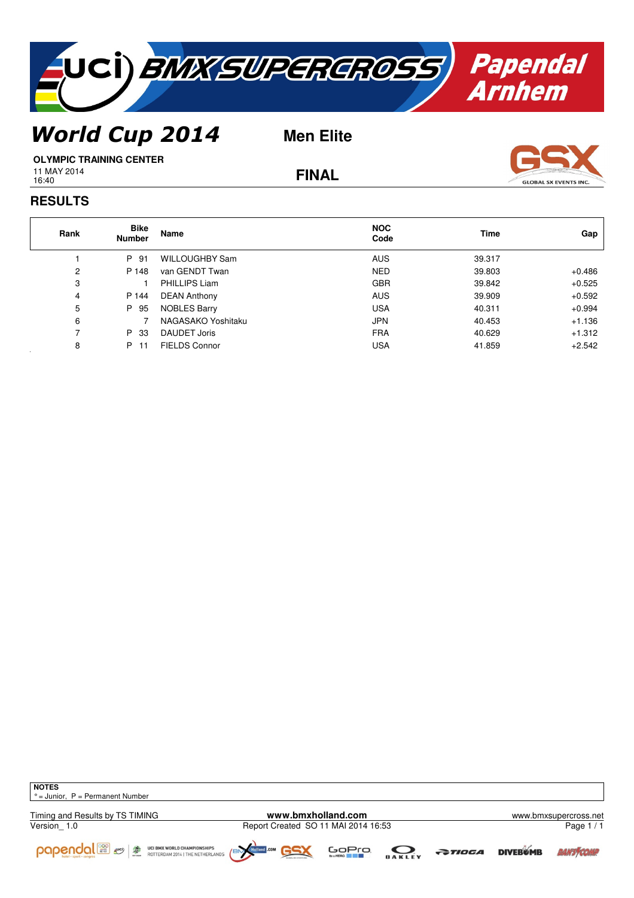# UCI BMX SUPERCROSS Papendal Arnhem

## World Cup 2014

**Men Elite**

**OLYMPIC TRAINING CENTER**

11 MAY 2014
16:40

**FINAL**

## RESULTS

| Rank | Bike Number | Name | NOC Code | Time | Gap |
|---|---|---|---|---|---|
| 1 | P 91 | WILLOUGHBY Sam | AUS | 39.317 | |
| 2 | P 148 | van GENDT Twan | NED | 39.803 | +0.486 |
| 3 | 1 | PHILLIPS Liam | GBR | 39.842 | +0.525 |
| 4 | P 144 | DEAN Anthony | AUS | 39.909 | +0.592 |
| 5 | P 95 | NOBLES Barry | USA | 40.311 | +0.994 |
| 6 | 7 | NAGASAKO Yoshitaku | JPN | 40.453 | +1.136 |
| 7 | P 33 | DAUDET Joris | FRA | 40.629 | +1.312 |
| 8 | P 11 | FIELDS Connor | USA | 41.859 | +2.542 |

**NOTES**
° = Junior, P = Permanent Number

Timing and Results by TS TIMING
Version_ 1.0

**www.bmxholland.com**
Report Created SO 11 MAI 2014 16:53

www.bmxsupercross.net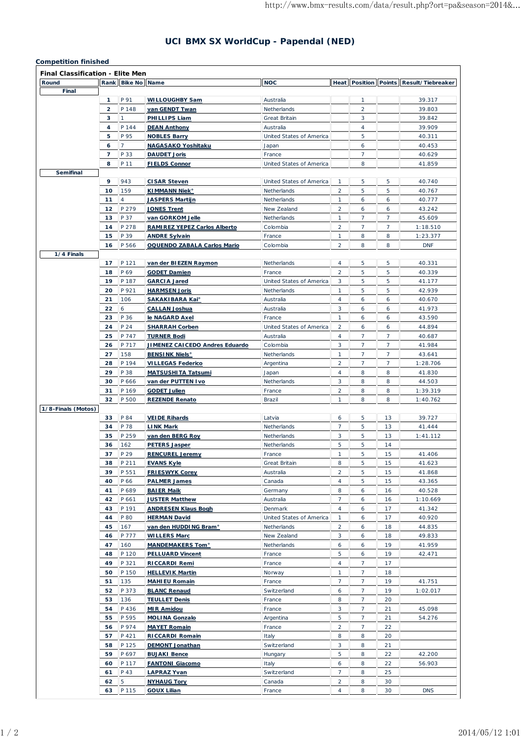# UCI BMX SX WorldCup - Papendal (NED)

**Competition finished**

**Final Classification - Elite Men**

| Round | Rank | Bike No | Name | NOC | Heat | Position | Points | Result/Tiebreaker |
|---|---|---|---|---|---|---|---|---|
| **Final** | | | | | | | | |
| | 1 | P 91 | WILLOUGHBY Sam | Australia | | 1 | | 39.317 |
| | 2 | P 148 | van GENDT Twan | Netherlands | | 2 | | 39.803 |
| | 3 | 1 | PHILLIPS Liam | Great Britain | | 3 | | 39.842 |
| | 4 | P 144 | DEAN Anthony | Australia | | 4 | | 39.909 |
| | 5 | P 95 | NOBLES Barry | United States of America | | 5 | | 40.311 |
| | 6 | 7 | NAGASAKO Yoshitaku | Japan | | 6 | | 40.453 |
| | 7 | P 33 | DAUDET Joris | France | | 7 | | 40.629 |
| | 8 | P 11 | FIELDS Connor | United States of America | | 8 | | 41.859 |
| **Semifinal** | | | | | | | | |
| | 9 | 943 | CISAR Steven | United States of America | 1 | 5 | 5 | 40.740 |
| | 10 | 159 | KIMMANN Niek° | Netherlands | 2 | 5 | 5 | 40.767 |
| | 11 | 4 | JASPERS Martijn | Netherlands | 1 | 6 | 6 | 40.777 |
| | 12 | P 279 | JONES Trent | New Zealand | 2 | 6 | 6 | 43.242 |
| | 13 | P 37 | van GORKOM Jelle | Netherlands | 1 | 7 | 7 | 45.609 |
| | 14 | P 278 | RAMIREZ YEPEZ Carlos Alberto | Colombia | 2 | 7 | 7 | 1:18.510 |
| | 15 | P 39 | ANDRE Sylvain | France | 1 | 8 | 8 | 1:23.377 |
| | 16 | P 566 | OQUENDO ZABALA Carlos Mario | Colombia | 2 | 8 | 8 | DNF |
| **1/4 Finals** | | | | | | | | |
| | 17 | P 121 | van der BIEZEN Raymon | Netherlands | 4 | 5 | 5 | 40.331 |
| | 18 | P 69 | GODET Damien | France | 2 | 5 | 5 | 40.339 |
| | 19 | P 187 | GARCIA Jared | United States of America | 3 | 5 | 5 | 41.177 |
| | 20 | P 921 | HARMSEN Joris | Netherlands | 1 | 5 | 5 | 42.939 |
| | 21 | 106 | SAKAKIBARA Kai° | Australia | 4 | 6 | 6 | 40.670 |
| | 22 | 6 | CALLAN Joshua | Australia | 3 | 6 | 6 | 41.973 |
| | 23 | P 36 | le NAGARD Axel | France | 1 | 6 | 6 | 43.590 |
| | 24 | P 24 | SHARRAH Corben | United States of America | 2 | 6 | 6 | 44.894 |
| | 25 | P 747 | TURNER Bodi | Australia | 4 | 7 | 7 | 40.687 |
| | 26 | P 717 | JIMENEZ CAICEDO Andres Eduardo | Colombia | 3 | 7 | 7 | 41.984 |
| | 27 | 158 | BENSINK Niels° | Netherlands | 1 | 7 | 7 | 43.641 |
| | 28 | P 194 | VILLEGAS Federico | Argentina | 2 | 7 | 7 | 1:28.706 |
| | 29 | P 38 | MATSUSHITA Tatsumi | Japan | 4 | 8 | 8 | 41.830 |
| | 30 | P 666 | van der PUTTEN Ivo | Netherlands | 3 | 8 | 8 | 44.503 |
| | 31 | P 169 | GODET Julien | France | 2 | 8 | 8 | 1:39.319 |
| | 32 | P 500 | REZENDE Renato | Brazil | 1 | 8 | 8 | 1:40.762 |
| **1/8-Finals (Motos)** | | | | | | | | |
| | 33 | P 84 | VEIDE Rihards | Latvia | 6 | 5 | 13 | 39.727 |
| | 34 | P 78 | LINK Mark | Netherlands | 7 | 5 | 13 | 41.444 |
| | 35 | P 259 | van den BERG Roy | Netherlands | 3 | 5 | 13 | 1:41.112 |
| | 36 | 162 | PETERS Jasper | Netherlands | 5 | 5 | 14 | |
| | 37 | P 29 | RENCUREL Jeremy | France | 1 | 5 | 15 | 41.406 |
| | 38 | P 211 | EVANS Kyle | Great Britain | 8 | 5 | 15 | 41.623 |
| | 39 | P 551 | FRIESWYK Corey | Australia | 2 | 5 | 15 | 41.868 |
| | 40 | P 66 | PALMER James | Canada | 4 | 5 | 15 | 43.365 |
| | 41 | P 689 | BAIER Maik | Germany | 8 | 6 | 16 | 40.528 |
| | 42 | P 661 | JUSTER Matthew | Australia | 7 | 6 | 16 | 1:10.669 |
| | 43 | P 191 | ANDRESEN Klaus Bogh | Denmark | 4 | 6 | 17 | 41.342 |
| | 44 | P 80 | HERMAN David | United States of America | 1 | 6 | 17 | 40.920 |
| | 45 | 167 | van den HUDDING Bram° | Netherlands | 2 | 6 | 18 | 44.835 |
| | 46 | P 777 | WILLERS Marc | New Zealand | 3 | 6 | 18 | 49.833 |
| | 47 | 160 | MANDEMAKERS Tom° | Netherlands | 6 | 6 | 19 | 41.959 |
| | 48 | P 120 | PELLUARD Vincent | France | 5 | 6 | 19 | 42.471 |
| | 49 | P 321 | RICCARDI Remi | France | 4 | 7 | 17 | |
| | 50 | P 150 | HELLEVIK Martin | Norway | 1 | 7 | 18 | |
| | 51 | 135 | MAHIEU Romain | France | 7 | 7 | 19 | 41.751 |
| | 52 | P 373 | BLANC Renaud | Switzerland | 6 | 7 | 19 | 1:02.017 |
| | 53 | 136 | TEULLET Denis | France | 8 | 7 | 20 | |
| | 54 | P 436 | MIR Amidou | France | 3 | 7 | 21 | 45.098 |
| | 55 | P 595 | MOLINA Gonzalo | Argentina | 5 | 7 | 21 | 54.276 |
| | 56 | P 974 | MAYET Romain | France | 2 | 7 | 22 | |
| | 57 | P 421 | RICCARDI Romain | Italy | 8 | 8 | 20 | |
| | 58 | P 125 | DEMONT Jonathan | Switzerland | 3 | 8 | 21 | |
| | 59 | P 697 | BUJAKI Bence | Hungary | 5 | 8 | 22 | 42.200 |
| | 60 | P 117 | FANTONI Giacomo | Italy | 6 | 8 | 22 | 56.903 |
| | 61 | P 43 | LAPRAZ Yvan | Switzerland | 7 | 8 | 25 | |
| | 62 | 5 | NYHAUG Tory | Canada | 2 | 8 | 30 | |
| | 63 | P 115 | GOUX Lilian | France | 4 | 8 | 30 | DNS |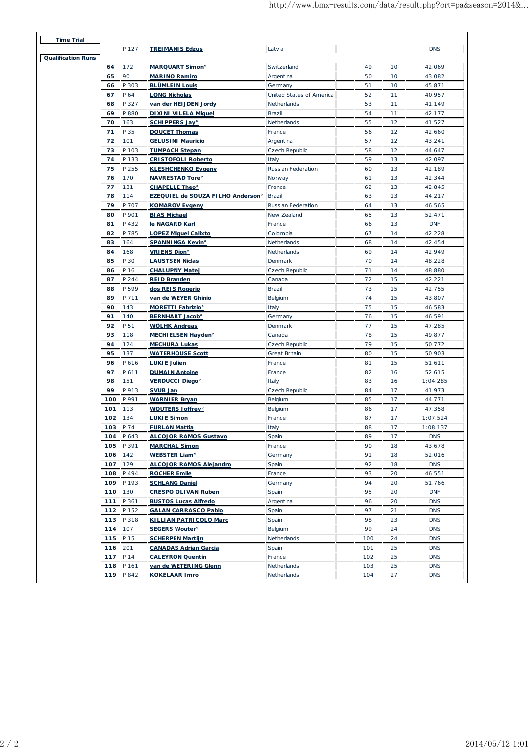| | | | | | | | | |
|---|---|---|---|---|---|---|---|---|
| **Time Trial** | | | | | | | | |
| | | P 127 | **TREIMANIS Edzus** | Latvia | | | | DNS |
| **Qualification Runs** | | | | | | | | |
| | **64** | 172 | **MARQUART Simon°** | Switzerland | | 49 | 10 | 42.069 |
| | **65** | 90 | **MARINO Ramiro** | Argentina | | 50 | 10 | 43.082 |
| | **66** | P 303 | **BLÜMLEIN Louis** | Germany | | 51 | 10 | 45.871 |
| | **67** | P 64 | **LONG Nicholas** | United States of America | | 52 | 11 | 40.957 |
| | **68** | P 327 | **van der HEIJDEN Jordy** | Netherlands | | 53 | 11 | 41.149 |
| | **69** | P 880 | **DIXINI VILELA Miguel** | Brazil | | 54 | 11 | 42.177 |
| | **70** | 163 | **SCHIPPERS Jay°** | Netherlands | | 55 | 12 | 41.527 |
| | **71** | P 35 | **DOUCET Thomas** | France | | 56 | 12 | 42.660 |
| | **72** | 101 | **GELUSINI Mauricio** | Argentina | | 57 | 12 | 43.241 |
| | **73** | P 103 | **TUMPACH Stepan** | Czech Republic | | 58 | 12 | 44.647 |
| | **74** | P 133 | **CRISTOFOLI Roberto** | Italy | | 59 | 13 | 42.097 |
| | **75** | P 255 | **KLESHCHENKO Evgeny** | Russian Federation | | 60 | 13 | 42.189 |
| | **76** | 170 | **NAVRESTAD Tore°** | Norway | | 61 | 13 | 42.344 |
| | **77** | 131 | **CHAPELLE Theo°** | France | | 62 | 13 | 42.845 |
| | **78** | 114 | **EZEQUIEL de SOUZA FILHO Anderson°** | Brazil | | 63 | 13 | 44.217 |
| | **79** | P 707 | **KOMAROV Evgeny** | Russian Federation | | 64 | 13 | 46.565 |
| | **80** | P 901 | **BIAS Michael** | New Zealand | | 65 | 13 | 52.471 |
| | **81** | P 432 | **le NAGARD Karl** | France | | 66 | 13 | DNF |
| | **82** | P 785 | **LOPEZ Miguel Calixto** | Colombia | | 67 | 14 | 42.228 |
| | **83** | 164 | **SPANNINGA Kevin°** | Netherlands | | 68 | 14 | 42.454 |
| | **84** | 168 | **VRIENS Dion°** | Netherlands | | 69 | 14 | 42.949 |
| | **85** | P 30 | **LAUSTSEN Niclas** | Denmark | | 70 | 14 | 48.228 |
| | **86** | P 16 | **CHALUPNY Matej** | Czech Republic | | 71 | 14 | 48.880 |
| | **87** | P 244 | **REID Branden** | Canada | | 72 | 15 | 42.221 |
| | **88** | P 599 | **dos REIS Rogerio** | Brazil | | 73 | 15 | 42.755 |
| | **89** | P 711 | **van de WEYER Ghinio** | Belgium | | 74 | 15 | 43.807 |
| | **90** | 143 | **MORETTI Fabrizio°** | Italy | | 75 | 15 | 46.583 |
| | **91** | 140 | **BERNHART Jacob°** | Germany | | 76 | 15 | 46.591 |
| | **92** | P 51 | **WÖLHK Andreas** | Denmark | | 77 | 15 | 47.285 |
| | **93** | 118 | **MECHIELSEN Hayden°** | Canada | | 78 | 15 | 49.877 |
| | **94** | 124 | **MECHURA Lukas** | Czech Republic | | 79 | 15 | 50.772 |
| | **95** | 137 | **WATERHOUSE Scott** | Great Britain | | 80 | 15 | 50.903 |
| | **96** | P 616 | **LUKIE Julien** | France | | 81 | 15 | 51.611 |
| | **97** | P 611 | **DUMAIN Antoine** | France | | 82 | 16 | 52.615 |
| | **98** | 151 | **VERDUCCI Diego°** | Italy | | 83 | 16 | 1:04.285 |
| | **99** | P 913 | **SVUB Jan** | Czech Republic | | 84 | 17 | 41.973 |
| | **100** | P 991 | **WARNIER Bryan** | Belgium | | 85 | 17 | 44.771 |
| | **101** | 113 | **WOUTERS Joffrey°** | Belgium | | 86 | 17 | 47.358 |
| | **102** | 134 | **LUKIE Simon** | France | | 87 | 17 | 1:07.524 |
| | **103** | P 74 | **FURLAN Mattia** | Italy | | 88 | 17 | 1:08.137 |
| | **104** | P 643 | **ALCOJOR RAMOS Gustavo** | Spain | | 89 | 17 | DNS |
| | **105** | P 391 | **MARCHAL Simon** | France | | 90 | 18 | 43.678 |
| | **106** | 142 | **WEBSTER Liam°** | Germany | | 91 | 18 | 52.016 |
| | **107** | 129 | **ALCOJOR RAMOS Alejandro** | Spain | | 92 | 18 | DNS |
| | **108** | P 494 | **ROCHER Emile** | France | | 93 | 20 | 46.551 |
| | **109** | P 193 | **SCHLANG Daniel** | Germany | | 94 | 20 | 51.766 |
| | **110** | 130 | **CRESPO OLIVAN Ruben** | Spain | | 95 | 20 | DNF |
| | **111** | P 361 | **BUSTOS Lucas Alfredo** | Argentina | | 96 | 20 | DNS |
| | **112** | P 152 | **GALAN CARRASCO Pablo** | Spain | | 97 | 21 | DNS |
| | **113** | P 318 | **KILLIAN PATRICOLO Marc** | Spain | | 98 | 23 | DNS |
| | **114** | 107 | **SEGERS Wouter°** | Belgium | | 99 | 24 | DNS |
| | **115** | P 15 | **SCHERPEN Martijn** | Netherlands | | 100 | 24 | DNS |
| | **116** | 201 | **CANADAS Adrian Garcia** | Spain | | 101 | 25 | DNS |
| | **117** | P 14 | **CALEYRON Quentin** | France | | 102 | 25 | DNS |
| | **118** | P 161 | **van de WETERING Glenn** | Netherlands | | 103 | 25 | DNS |
| | **119** | P 842 | **KOKELAAR Imro** | Netherlands | | 104 | 27 | DNS |